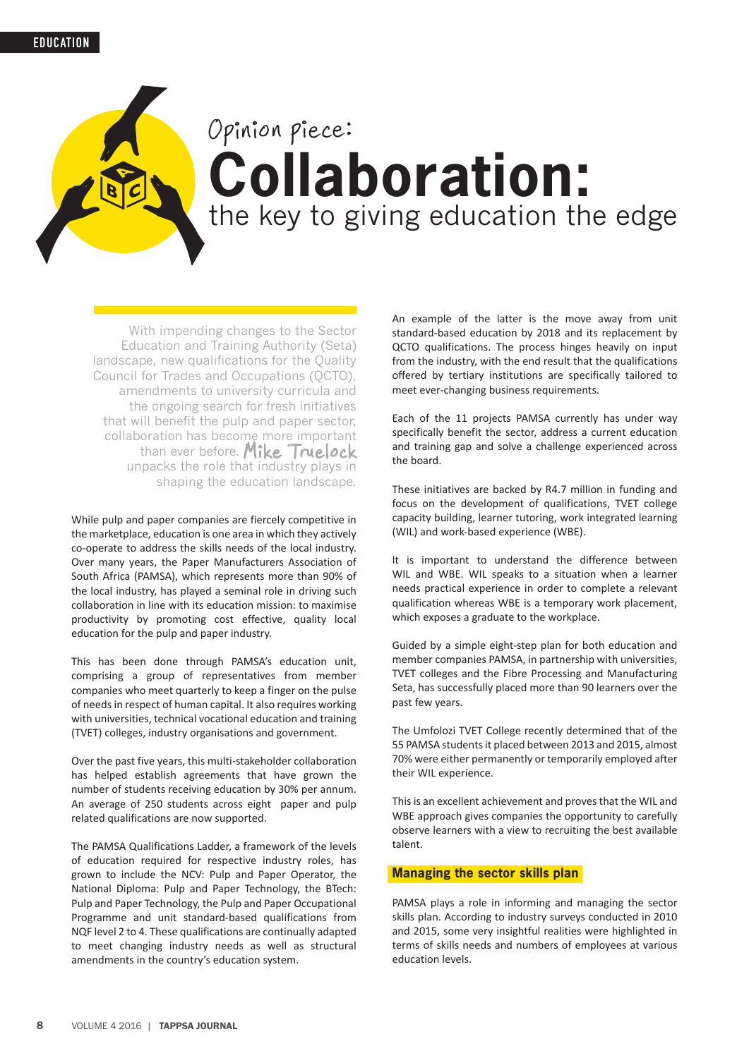Opinion piece:

# Collaboration: the key to giving education the edge

With impending changes to the Sector Education and Training Authority (Seta) landscape, new qualifications for the Quality Council for Trades and Occupations (QCTO), amendments to university curricula and the ongoing search for fresh initiatives that will benefit the pulp and paper sector, collaboration has become more important than ever before. **Mike Truelock** unpacks the role that industry plays in shaping the education landscape.

While pulp and paper companies are fiercely competitive in the marketplace, education is one area in which they actively co-operate to address the skills needs of the local industry. Over many years, the Paper Manufacturers Association of South Africa (PAMSA), which represents more than 90% of the local industry, has played a seminal role in driving such collaboration in line with its education mission: to maximise productivity by promoting cost effective, quality local education for the pulp and paper industry.

This has been done through PAMSA's education unit, comprising a group of representatives from member companies who meet quarterly to keep a finger on the pulse of needs in respect of human capital. It also requires working with universities, technical vocational education and training (TVET) colleges, industry organisations and government.

Over the past five years, this multi-stakeholder collaboration has helped establish agreements that have grown the number of students receiving education by 30% per annum. An average of 250 students across eight paper and pulp related qualifications are now supported.

The PAMSA Qualifications Ladder, a framework of the levels of education required for respective industry roles, has grown to include the NCV: Pulp and Paper Operator, the National Diploma: Pulp and Paper Technology, the BTech: Pulp and Paper Technology, the Pulp and Paper Occupational Programme and unit standard-based qualifications from NQF level 2 to 4. These qualifications are continually adapted to meet changing industry needs as well as structural amendments in the country's education system.

An example of the latter is the move away from unit standard-based education by 2018 and its replacement by QCTO qualifications. The process hinges heavily on input from the industry, with the end result that the qualifications offered by tertiary institutions are specifically tailored to meet ever-changing business requirements.

Each of the 11 projects PAMSA currently has under way specifically benefit the sector, address a current education and training gap and solve a challenge experienced across the board.

These initiatives are backed by R4.7 million in funding and focus on the development of qualifications, TVET college capacity building, learner tutoring, work integrated learning (WIL) and work-based experience (WBE).

It is important to understand the difference between WIL and WBE. WIL speaks to a situation when a learner needs practical experience in order to complete a relevant qualification whereas WBE is a temporary work placement, which exposes a graduate to the workplace.

Guided by a simple eight-step plan for both education and member companies PAMSA, in partnership with universities, TVET colleges and the Fibre Processing and Manufacturing Seta, has successfully placed more than 90 learners over the past few years.

The Umfolozi TVET College recently determined that of the 55 PAMSA students it placed between 2013 and 2015, almost 70% were either permanently or temporarily employed after their WIL experience.

This is an excellent achievement and proves that the WIL and WBE approach gives companies the opportunity to carefully observe learners with a view to recruiting the best available talent.

## Managing the sector skills plan

PAMSA plays a role in informing and managing the sector skills plan. According to industry surveys conducted in 2010 and 2015, some very insightful realities were highlighted in terms of skills needs and numbers of employees at various education levels.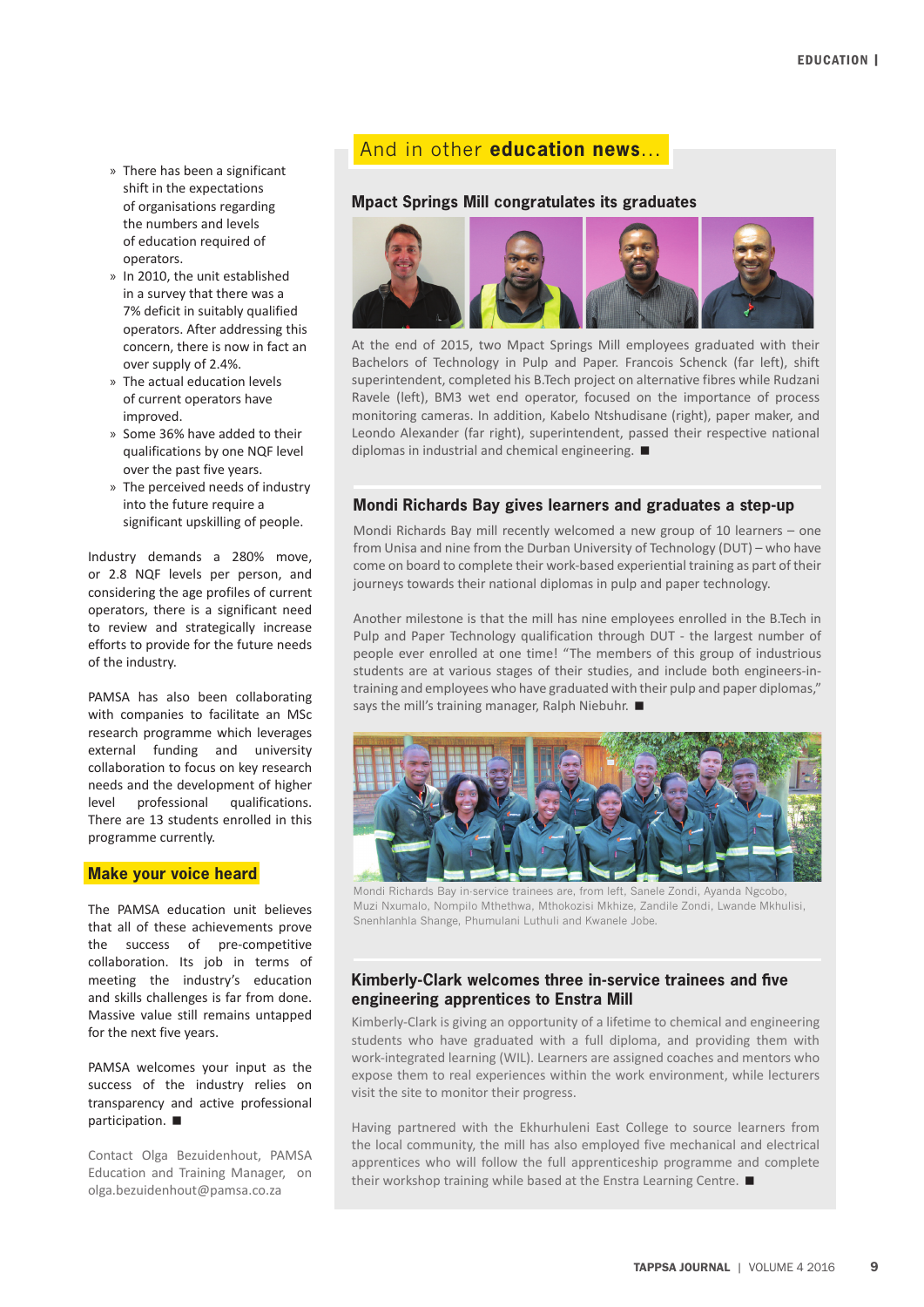- There has been a significant shift in the expectations of organisations regarding the numbers and levels of education required of operators.
- In 2010, the unit established in a survey that there was a 7% deficit in suitably qualified operators. After addressing this concern, there is now in fact an over supply of 2.4%.
- The actual education levels of current operators have improved.
- Some 36% have added to their qualifications by one NQF level over the past five years.
- The perceived needs of industry into the future require a significant upskilling of people.

Industry demands a 280% move, or 2.8 NQF levels per person, and considering the age profiles of current operators, there is a significant need to review and strategically increase efforts to provide for the future needs of the industry.

PAMSA has also been collaborating with companies to facilitate an MSc research programme which leverages external funding and university collaboration to focus on key research needs and the development of higher level professional qualifications. There are 13 students enrolled in this programme currently.

## Make your voice heard

The PAMSA education unit believes that all of these achievements prove the success of pre-competitive collaboration. Its job in terms of meeting the industry's education and skills challenges is far from done. Massive value still remains untapped for the next five years.

PAMSA welcomes your input as the success of the industry relies on transparency and active professional participation. ■

Contact Olga Bezuidenhout, PAMSA Education and Training Manager, on olga.bezuidenhout@pamsa.co.za

## And in other **education news**…

### Mpact Springs Mill congratulates its graduates

At the end of 2015, two Mpact Springs Mill employees graduated with their Bachelors of Technology in Pulp and Paper. Francois Schenck (far left), shift superintendent, completed his B.Tech project on alternative fibres while Rudzani Ravele (left), BM3 wet end operator, focused on the importance of process monitoring cameras. In addition, Kabelo Ntshudisane (right), paper maker, and Leondo Alexander (far right), superintendent, passed their respective national diplomas in industrial and chemical engineering. ■

### Mondi Richards Bay gives learners and graduates a step-up

Mondi Richards Bay mill recently welcomed a new group of 10 learners – one from Unisa and nine from the Durban University of Technology (DUT) – who have come on board to complete their work-based experiential training as part of their journeys towards their national diplomas in pulp and paper technology.

Another milestone is that the mill has nine employees enrolled in the B.Tech in Pulp and Paper Technology qualification through DUT - the largest number of people ever enrolled at one time! "The members of this group of industrious students are at various stages of their studies, and include both engineers-in-training and employees who have graduated with their pulp and paper diplomas," says the mill's training manager, Ralph Niebuhr. ■

Mondi Richards Bay in-service trainees are, from left, Sanele Zondi, Ayanda Ngcobo, Muzi Nxumalo, Nompilo Mthethwa, Mthokozisi Mkhize, Zandile Zondi, Lwande Mkhulisi, Snenhlanhla Shange, Phumulani Luthuli and Kwanele Jobe.

### Kimberly-Clark welcomes three in-service trainees and five engineering apprentices to Enstra Mill

Kimberly-Clark is giving an opportunity of a lifetime to chemical and engineering students who have graduated with a full diploma, and providing them with work-integrated learning (WIL). Learners are assigned coaches and mentors who expose them to real experiences within the work environment, while lecturers visit the site to monitor their progress.

Having partnered with the Ekhurhuleni East College to source learners from the local community, the mill has also employed five mechanical and electrical apprentices who will follow the full apprenticeship programme and complete their workshop training while based at the Enstra Learning Centre. ■